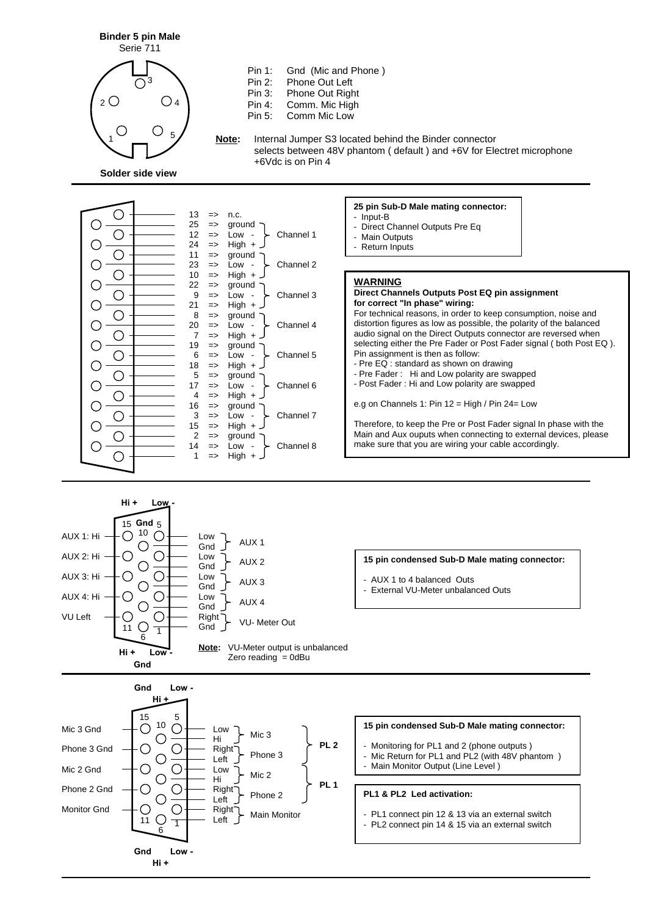## Binder 5 pin Male

Serie 711

Solder side view

- Pin 1: Gnd (Mic and Phone )
- Pin 2: Phone Out Left
- Pin 3: Phone Out Right
- Pin 4: Comm. Mic High
- Pin 5: Comm Mic Low

**Note:** Internal Jumper S3 located behind the Binder connector selects between 48V phantom ( default ) and +6V for Electret microphone +6Vdc is on Pin 4

---

| Pin | | Signal | Channel |
|---|---|---|---|
| 13 | => | n.c. | |
| 25 | => | ground | Channel 1 |
| 12 | => | Low - | Channel 1 |
| 24 | => | High + | Channel 1 |
| 11 | => | ground | Channel 2 |
| 23 | => | Low - | Channel 2 |
| 10 | => | High + | Channel 2 |
| 22 | => | ground | Channel 3 |
| 9 | => | Low - | Channel 3 |
| 21 | => | High + | Channel 3 |
| 8 | => | ground | Channel 4 |
| 20 | => | Low - | Channel 4 |
| 7 | => | High + | Channel 4 |
| 19 | => | ground | Channel 5 |
| 6 | => | Low - | Channel 5 |
| 18 | => | High + | Channel 5 |
| 5 | => | ground | Channel 6 |
| 17 | => | Low - | Channel 6 |
| 4 | => | High + | Channel 6 |
| 16 | => | ground | Channel 7 |
| 3 | => | Low - | Channel 7 |
| 15 | => | High + | Channel 7 |
| 2 | => | ground | Channel 8 |
| 14 | => | Low - | Channel 8 |
| 1 | => | High + | Channel 8 |

**25 pin Sub-D Male mating connector:**

- Input-B
- Direct Channel Outputs Pre Eq
- Main Outputs
- Return Inputs

**WARNING**

**Direct Channels Outputs Post EQ pin assignment for correct "In phase" wiring:**

For technical reasons, in order to keep consumption, noise and distortion figures as low as possible, the polarity of the balanced audio signal on the Direct Outputs connector are reversed when selecting either the Pre Fader or Post Fader signal ( both Post EQ ). Pin assignment is then as follow:

- Pre EQ : standard as shown on drawing
- Pre Fader : Hi and Low polarity are swapped
- Post Fader : Hi and Low polarity are swapped

e.g on Channels 1: Pin 12 = High / Pin 24= Low

Therefore, to keep the Pre or Post Fader signal In phase with the Main and Aux ouputs when connecting to external devices, please make sure that you are wiring your cable accordingly.

---

Hi + / Low - / Gnd (pins 15, 10, 5 … 11, 6, 1)

| | Signal | |
|---|---|---|
| AUX 1: Hi | Low, Gnd | AUX 1 |
| AUX 2: Hi | Low, Gnd | AUX 2 |
| AUX 3: Hi | Low, Gnd | AUX 3 |
| AUX 4: Hi | Low, Gnd | AUX 4 |
| VU Left | Right, Gnd | VU- Meter Out |

**Note:** VU-Meter output is unbalanced
Zero reading = 0dBu

**15 pin condensed Sub-D Male mating connector:**

- AUX 1 to 4 balanced Outs
- External VU-Meter unbalanced Outs

---

Gnd / Hi + / Low - (pins 15, 10, 5 … 11, 6, 1)

| | Signal | | |
|---|---|---|---|
| Mic 3 Gnd | Low, Hi | Mic 3 | PL 2 |
| Phone 3 Gnd | Right, Left | Phone 3 | PL 2 |
| Mic 2 Gnd | Low, Hi | Mic 2 | PL 1 |
| Phone 2 Gnd | Right, Left | Phone 2 | PL 1 |
| Monitor Gnd | Right, Left | Main Monitor | |

**15 pin condensed Sub-D Male mating connector:**

- Monitoring for PL1 and 2 (phone outputs )
- Mic Return for PL1 and PL2 (with 48V phantom )
- Main Monitor Output (Line Level )

**PL1 & PL2 Led activation:**

- PL1 connect pin 12 & 13 via an external switch
- PL2 connect pin 14 & 15 via an external switch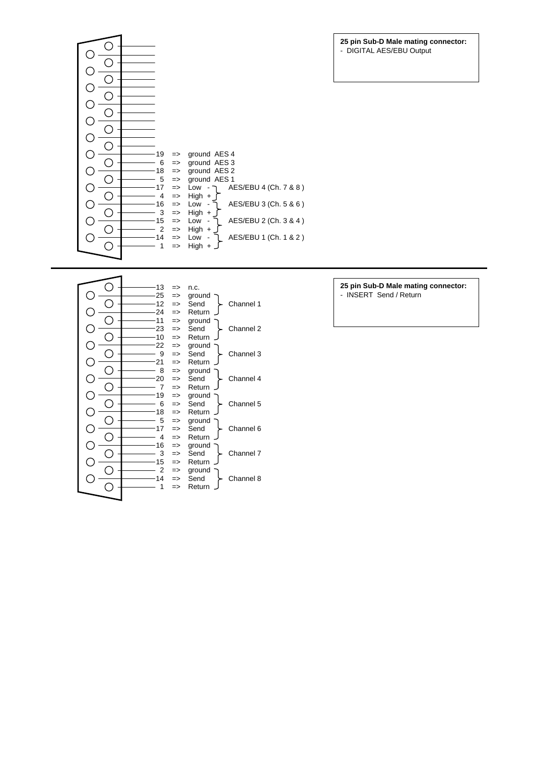**25 pin Sub-D Male mating connector:**
- DIGITAL AES/EBU Output

| Pin | | Signal | Group |
|---|---|---|---|
| 19 | => | ground AES 4 | |
| 6 | => | ground AES 3 | |
| 18 | => | ground AES 2 | |
| 5 | => | ground AES 1 | |
| 17 | => | Low - | AES/EBU 4 (Ch. 7 & 8 ) |
| 4 | => | High + | AES/EBU 4 (Ch. 7 & 8 ) |
| 16 | => | Low - | AES/EBU 3 (Ch. 5 & 6 ) |
| 3 | => | High + | AES/EBU 3 (Ch. 5 & 6 ) |
| 15 | => | Low - | AES/EBU 2 (Ch. 3 & 4 ) |
| 2 | => | High + | AES/EBU 2 (Ch. 3 & 4 ) |
| 14 | => | Low - | AES/EBU 1 (Ch. 1 & 2 ) |
| 1 | => | High + | AES/EBU 1 (Ch. 1 & 2 ) |

---

**25 pin Sub-D Male mating connector:**
- INSERT Send / Return

| Pin | | Signal | Group |
|---|---|---|---|
| 13 | => | n.c. | |
| 25 | => | ground | Channel 1 |
| 12 | => | Send | Channel 1 |
| 24 | => | Return | Channel 1 |
| 11 | => | ground | Channel 2 |
| 23 | => | Send | Channel 2 |
| 10 | => | Return | Channel 2 |
| 22 | => | ground | Channel 3 |
| 9 | => | Send | Channel 3 |
| 21 | => | Return | Channel 3 |
| 8 | => | ground | Channel 4 |
| 20 | => | Send | Channel 4 |
| 7 | => | Return | Channel 4 |
| 19 | => | ground | Channel 5 |
| 6 | => | Send | Channel 5 |
| 18 | => | Return | Channel 5 |
| 5 | => | ground | Channel 6 |
| 17 | => | Send | Channel 6 |
| 4 | => | Return | Channel 6 |
| 16 | => | ground | Channel 7 |
| 3 | => | Send | Channel 7 |
| 15 | => | Return | Channel 7 |
| 2 | => | ground | Channel 8 |
| 14 | => | Send | Channel 8 |
| 1 | => | Return | Channel 8 |